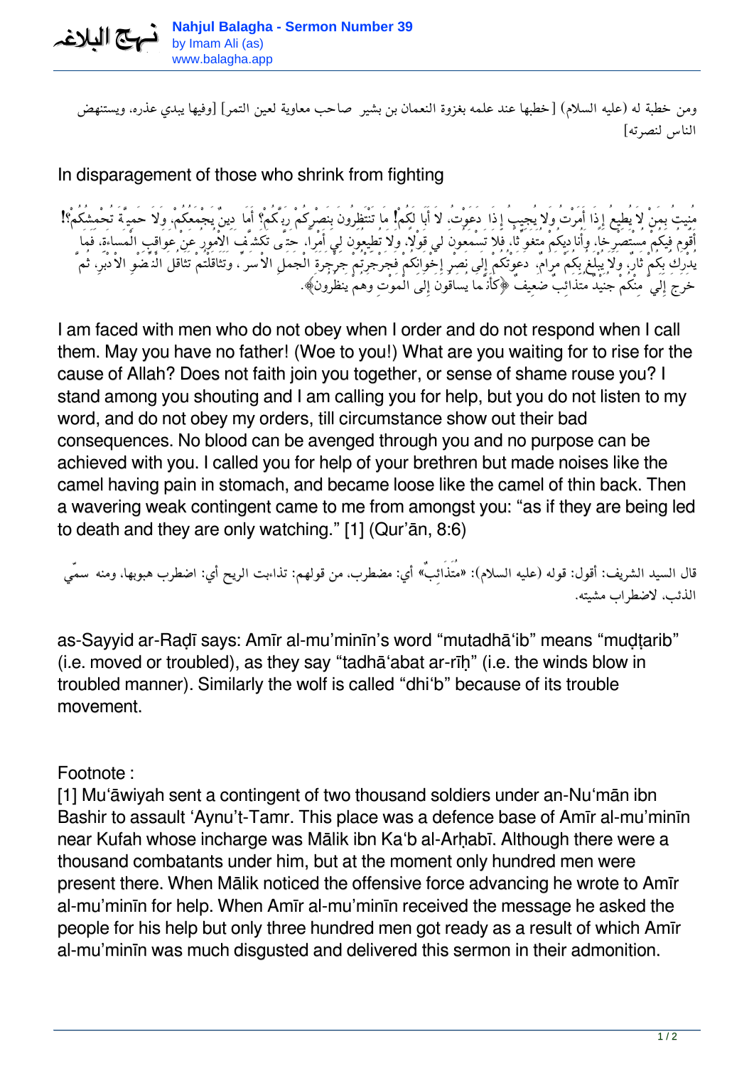ومن خطبة له (عليه السلام) [خطبها عند علمه بغزوة النعمان بن بشير صاحب معاوية لعين التمر] [وفيها يبدي عذره، ويستنهض الناس لنصرته]

## In disparagement of those who shrink from fighting

مُنِيتُ بِمَنْ لاَ يُطِيعُ إِذَا أَمَرْتُ وَلاَ يُجِيبُ إِذَا دَعَوْتُ، لاَ أَبَا لَكُمْ! مَا تَنْتَظِرُونَ بِنَصْرِكُمْ رَبَّكُمْ؟ أَمَا دِينٌ يَجْمَعُكُمْ، وَلاَ حَمِيَّةَ تُحْمِشُكُمْ؟! أَقُومُ فِيكُمْ مُسْتَصْرِخاً، وأُنَادِيكُمْ مُتَغَوِّثاً، فَلاَ تَسْمَعُونَ لِي قَوْلاً، وَلاَ تُطِيعُونَ لِي أَمْراً، حَتَّى تَكَشَّفَ الْأُمُورُ عَنْ عَوَاقِبِ الْمَسَاءَةِ، فَمَا يُدْرَكُ بِكُمْ ثَارٌ، وَلاَ يُبْلَغُ بِكُمْ مَرَامٌ، دَعَوْتُكُمْ إِلَى نَصْرِ إِخْوَانِكُمْ فَجَرْجَرْتُمْ جَرْجَرَةَ الْجَمَلِ الْأَسَرِّ، وَتَثَاقَلْتُمْ تَثَاقُلَ النِّضْوِ الْأَدْبَرِ، ثُمَّ خَرَجَ إِلَيَّ مِنْكُمْ جُنَيْدٌ مُتَذَائِبٌ ضَعِيفٌ ﴿كَأَنَّمَا يُسَاقُونَ إِلَى الْمَوْتِ وَهُمْ يَنْظُرُونَ﴾.

I am faced with men who do not obey when I order and do not respond when I call them. May you have no father! (Woe to you!) What are you waiting for to rise for the cause of Allah? Does not faith join you together, or sense of shame rouse you? I stand among you shouting and I am calling you for help, but you do not listen to my word, and do not obey my orders, till circumstance show out their bad consequences. No blood can be avenged through you and no purpose can be achieved with you. I called you for help of your brethren but made noises like the camel having pain in stomach, and became loose like the camel of thin back. Then a wavering weak contingent came to me from amongst you: "as if they are being led to death and they are only watching." [1] (Qur'ān, 8:6)

قال السيد الشريف: أقول: قوله (عليه السلام): «مُتَذَائِبٌ» أي: مضطرب، من قولهم: تذاءبت الريح أي: اضطرب هبوبها، ومنه سمّي الذئب، لاضطراب مشيته.

as-Sayyid ar-Raḍī says: Amīr al-mu'minīn's word "mutadhā'ib" means "muḍṭarib" (i.e. moved or troubled), as they say "tadhā'abat ar-rīḥ" (i.e. the winds blow in troubled manner). Similarly the wolf is called "dhi'b" because of its trouble movement.

Footnote :

[1] Mu'āwiyah sent a contingent of two thousand soldiers under an-Nu'mān ibn Bashir to assault 'Aynu't-Tamr. This place was a defence base of Amīr al-mu'minīn near Kufah whose incharge was Mālik ibn Ka'b al-Arḥabī. Although there were a thousand combatants under him, but at the moment only hundred men were present there. When Mālik noticed the offensive force advancing he wrote to Amīr al-mu'minīn for help. When Amīr al-mu'minīn received the message he asked the people for his help but only three hundred men got ready as a result of which Amīr al-mu'minīn was much disgusted and delivered this sermon in their admonition.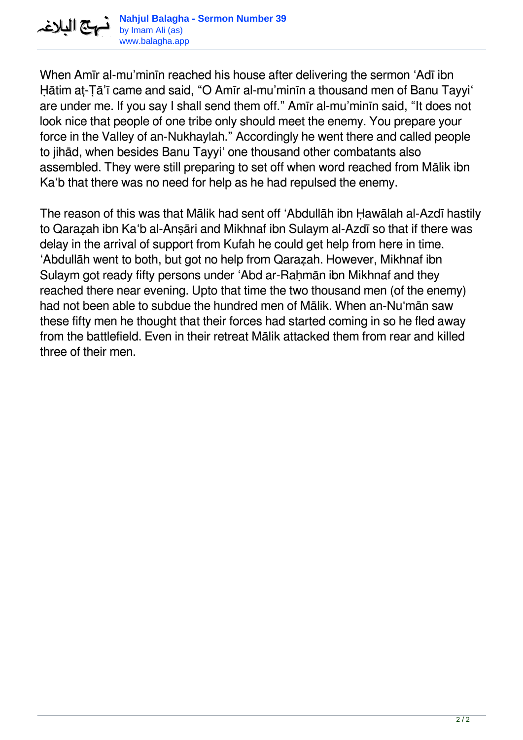When Amīr al-mu’minīn reached his house after delivering the sermon ‘Adī ibn Ḥātim aṭ-Ṭā’ī came and said, “O Amīr al-mu’minīn a thousand men of Banu Tayyi‘ are under me. If you say I shall send them off.” Amīr al-mu’minīn said, “It does not look nice that people of one tribe only should meet the enemy. You prepare your force in the Valley of an-Nukhaylah.” Accordingly he went there and called people to jihād, when besides Banu Tayyi‘ one thousand other combatants also assembled. They were still preparing to set off when word reached from Mālik ibn Ka‘b that there was no need for help as he had repulsed the enemy.

The reason of this was that Mālik had sent off ‘Abdullāh ibn Ḥawālah al-Azdī hastily to Qaraẓah ibn Ka‘b al-Anṣāri and Mikhnaf ibn Sulaym al-Azdī so that if there was delay in the arrival of support from Kufah he could get help from here in time. ‘Abdullāh went to both, but got no help from Qaraẓah. However, Mikhnaf ibn Sulaym got ready fifty persons under ‘Abd ar-Raḥmān ibn Mikhnaf and they reached there near evening. Upto that time the two thousand men (of the enemy) had not been able to subdue the hundred men of Mālik. When an-Nu‘mān saw these fifty men he thought that their forces had started coming in so he fled away from the battlefield. Even in their retreat Mālik attacked them from rear and killed three of their men.